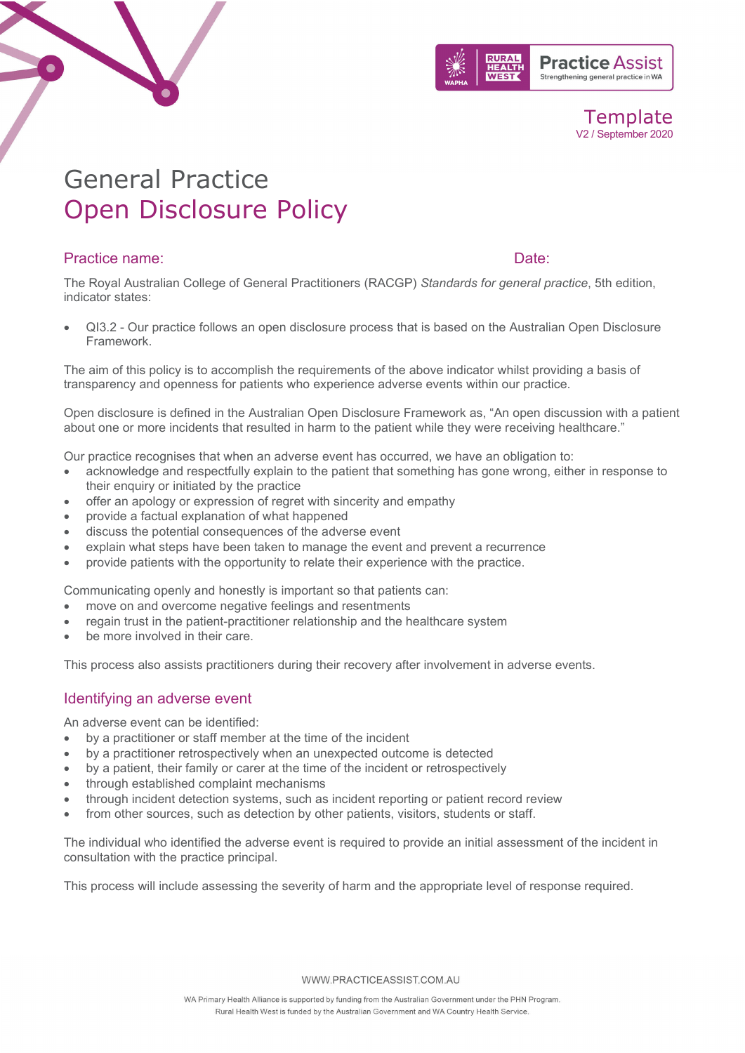Template
V2 / September 2020

# General Practice
# Open Disclosure Policy

**Practice name:** **Date:**

The Royal Australian College of General Practitioners (RACGP) *Standards for general practice*, 5th edition, indicator states:

- QI3.2 - Our practice follows an open disclosure process that is based on the Australian Open Disclosure Framework.

The aim of this policy is to accomplish the requirements of the above indicator whilst providing a basis of transparency and openness for patients who experience adverse events within our practice.

Open disclosure is defined in the Australian Open Disclosure Framework as, "An open discussion with a patient about one or more incidents that resulted in harm to the patient while they were receiving healthcare."

Our practice recognises that when an adverse event has occurred, we have an obligation to:

- acknowledge and respectfully explain to the patient that something has gone wrong, either in response to their enquiry or initiated by the practice
- offer an apology or expression of regret with sincerity and empathy
- provide a factual explanation of what happened
- discuss the potential consequences of the adverse event
- explain what steps have been taken to manage the event and prevent a recurrence
- provide patients with the opportunity to relate their experience with the practice.

Communicating openly and honestly is important so that patients can:

- move on and overcome negative feelings and resentments
- regain trust in the patient-practitioner relationship and the healthcare system
- be more involved in their care.

This process also assists practitioners during their recovery after involvement in adverse events.

## Identifying an adverse event

An adverse event can be identified:

- by a practitioner or staff member at the time of the incident
- by a practitioner retrospectively when an unexpected outcome is detected
- by a patient, their family or carer at the time of the incident or retrospectively
- through established complaint mechanisms
- through incident detection systems, such as incident reporting or patient record review
- from other sources, such as detection by other patients, visitors, students or staff.

The individual who identified the adverse event is required to provide an initial assessment of the incident in consultation with the practice principal.

This process will include assessing the severity of harm and the appropriate level of response required.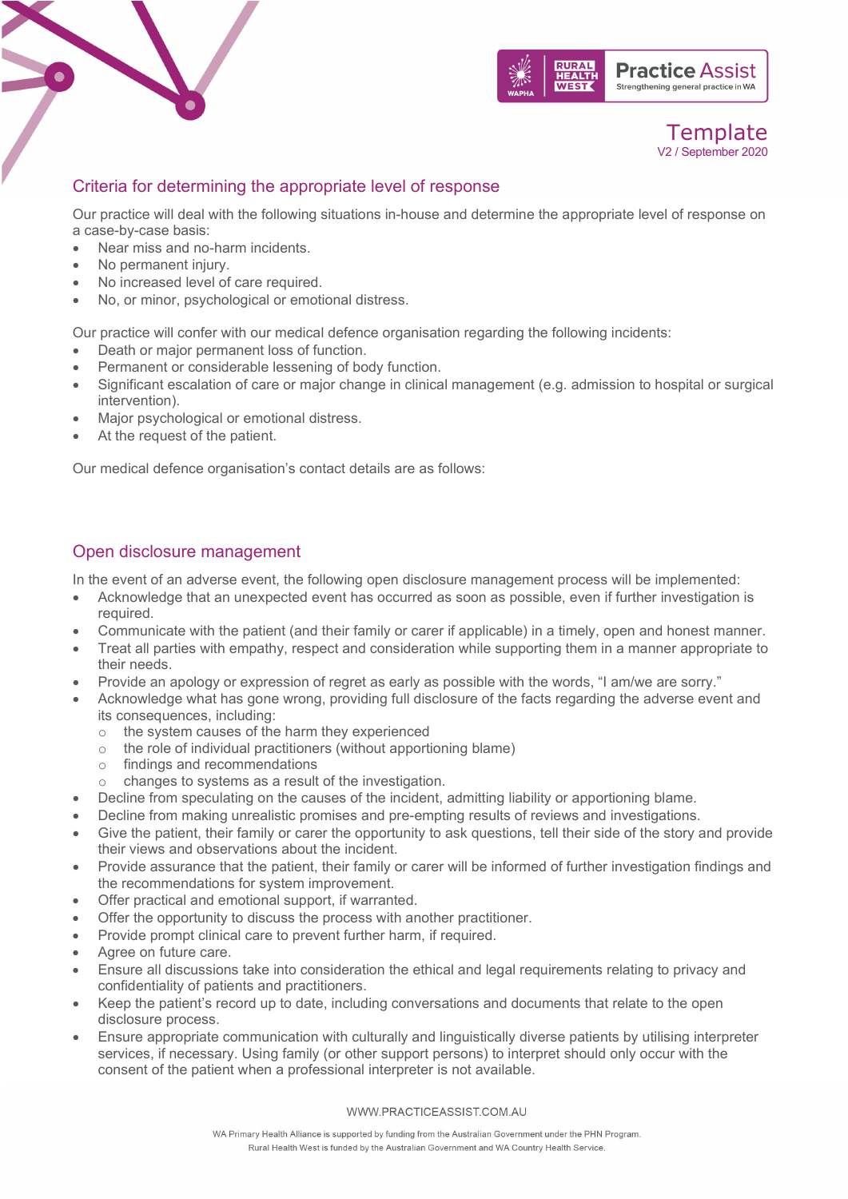## Criteria for determining the appropriate level of response

Our practice will deal with the following situations in-house and determine the appropriate level of response on a case-by-case basis:

- Near miss and no-harm incidents.
- No permanent injury.
- No increased level of care required.
- No, or minor, psychological or emotional distress.

Our practice will confer with our medical defence organisation regarding the following incidents:

- Death or major permanent loss of function.
- Permanent or considerable lessening of body function.
- Significant escalation of care or major change in clinical management (e.g. admission to hospital or surgical intervention).
- Major psychological or emotional distress.
- At the request of the patient.

Our medical defence organisation's contact details are as follows:

## Open disclosure management

In the event of an adverse event, the following open disclosure management process will be implemented:

- Acknowledge that an unexpected event has occurred as soon as possible, even if further investigation is required.
- Communicate with the patient (and their family or carer if applicable) in a timely, open and honest manner.
- Treat all parties with empathy, respect and consideration while supporting them in a manner appropriate to their needs.
- Provide an apology or expression of regret as early as possible with the words, "I am/we are sorry."
- Acknowledge what has gone wrong, providing full disclosure of the facts regarding the adverse event and its consequences, including:
  - the system causes of the harm they experienced
  - the role of individual practitioners (without apportioning blame)
  - findings and recommendations
  - changes to systems as a result of the investigation.
- Decline from speculating on the causes of the incident, admitting liability or apportioning blame.
- Decline from making unrealistic promises and pre-empting results of reviews and investigations.
- Give the patient, their family or carer the opportunity to ask questions, tell their side of the story and provide their views and observations about the incident.
- Provide assurance that the patient, their family or carer will be informed of further investigation findings and the recommendations for system improvement.
- Offer practical and emotional support, if warranted.
- Offer the opportunity to discuss the process with another practitioner.
- Provide prompt clinical care to prevent further harm, if required.
- Agree on future care.
- Ensure all discussions take into consideration the ethical and legal requirements relating to privacy and confidentiality of patients and practitioners.
- Keep the patient's record up to date, including conversations and documents that relate to the open disclosure process.
- Ensure appropriate communication with culturally and linguistically diverse patients by utilising interpreter services, if necessary. Using family (or other support persons) to interpret should only occur with the consent of the patient when a professional interpreter is not available.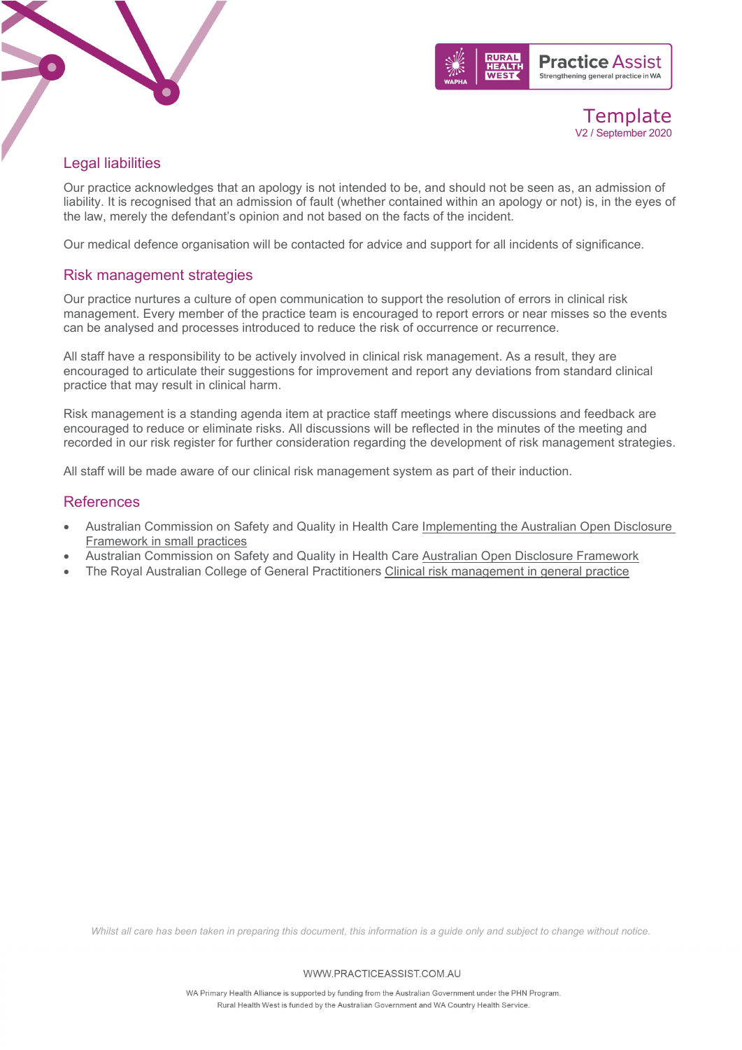## Legal liabilities

Our practice acknowledges that an apology is not intended to be, and should not be seen as, an admission of liability. It is recognised that an admission of fault (whether contained within an apology or not) is, in the eyes of the law, merely the defendant's opinion and not based on the facts of the incident.

Our medical defence organisation will be contacted for advice and support for all incidents of significance.

## Risk management strategies

Our practice nurtures a culture of open communication to support the resolution of errors in clinical risk management. Every member of the practice team is encouraged to report errors or near misses so the events can be analysed and processes introduced to reduce the risk of occurrence or recurrence.

All staff have a responsibility to be actively involved in clinical risk management. As a result, they are encouraged to articulate their suggestions for improvement and report any deviations from standard clinical practice that may result in clinical harm.

Risk management is a standing agenda item at practice staff meetings where discussions and feedback are encouraged to reduce or eliminate risks. All discussions will be reflected in the minutes of the meeting and recorded in our risk register for further consideration regarding the development of risk management strategies.

All staff will be made aware of our clinical risk management system as part of their induction.

## References

- Australian Commission on Safety and Quality in Health Care Implementing the Australian Open Disclosure Framework in small practices
- Australian Commission on Safety and Quality in Health Care Australian Open Disclosure Framework
- The Royal Australian College of General Practitioners Clinical risk management in general practice

*Whilst all care has been taken in preparing this document, this information is a guide only and subject to change without notice.*